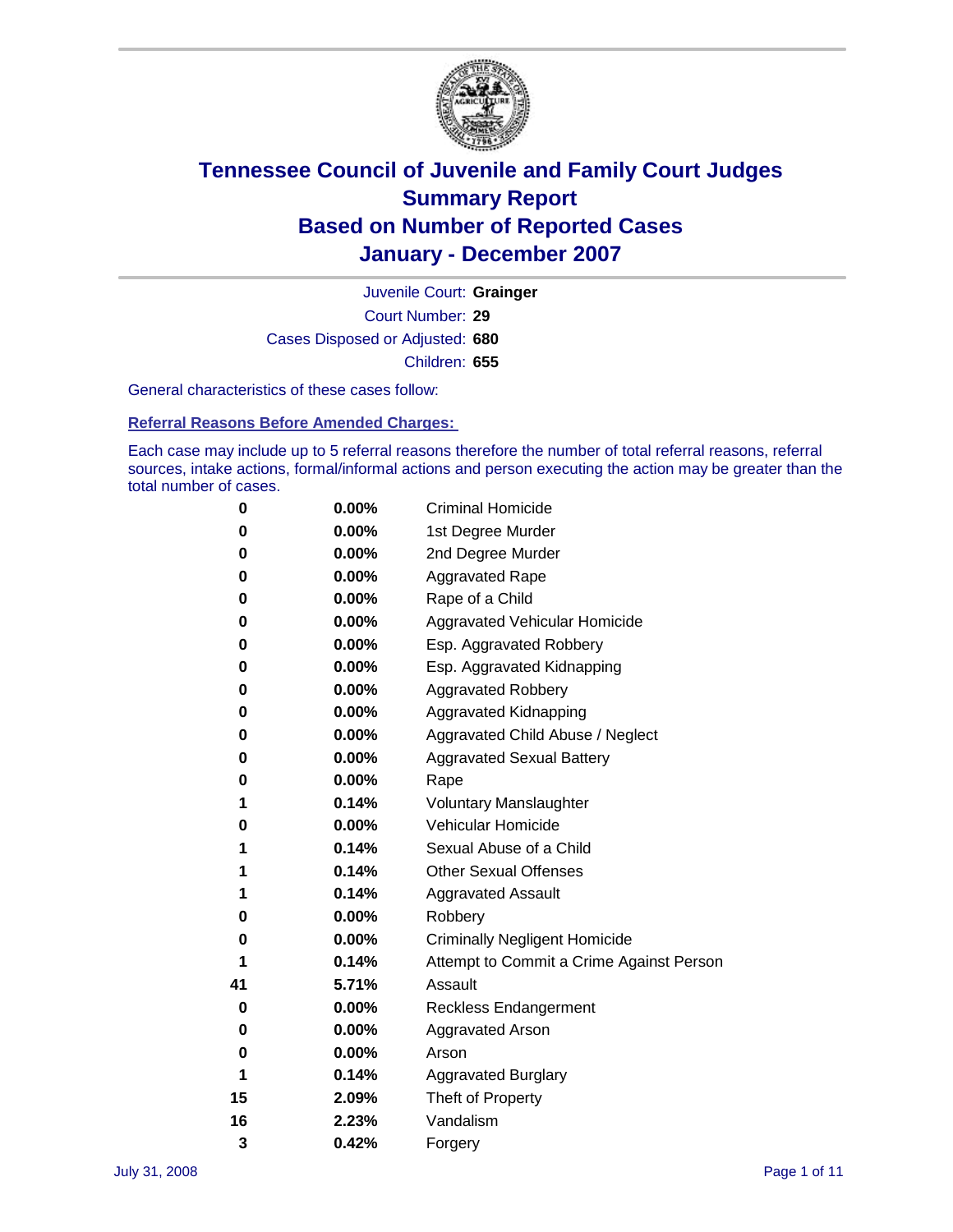# Tennessee Council of Juvenile and Family Court Judges
# Summary Report
# Based on Number of Reported Cases
# January - December 2007

Juvenile Court: **Grainger**
Court Number: **29**
Cases Disposed or Adjusted: **680**
Children: **655**

General characteristics of these cases follow:

## Referral Reasons Before Amended Charges:

Each case may include up to 5 referral reasons therefore the number of total referral reasons, referral sources, intake actions, formal/informal actions and person executing the action may be greater than the total number of cases.

| | | |
|---|---|---|
| 0 | 0.00% | Criminal Homicide |
| 0 | 0.00% | 1st Degree Murder |
| 0 | 0.00% | 2nd Degree Murder |
| 0 | 0.00% | Aggravated Rape |
| 0 | 0.00% | Rape of a Child |
| 0 | 0.00% | Aggravated Vehicular Homicide |
| 0 | 0.00% | Esp. Aggravated Robbery |
| 0 | 0.00% | Esp. Aggravated Kidnapping |
| 0 | 0.00% | Aggravated Robbery |
| 0 | 0.00% | Aggravated Kidnapping |
| 0 | 0.00% | Aggravated Child Abuse / Neglect |
| 0 | 0.00% | Aggravated Sexual Battery |
| 0 | 0.00% | Rape |
| 1 | 0.14% | Voluntary Manslaughter |
| 0 | 0.00% | Vehicular Homicide |
| 1 | 0.14% | Sexual Abuse of a Child |
| 1 | 0.14% | Other Sexual Offenses |
| 1 | 0.14% | Aggravated Assault |
| 0 | 0.00% | Robbery |
| 0 | 0.00% | Criminally Negligent Homicide |
| 1 | 0.14% | Attempt to Commit a Crime Against Person |
| 41 | 5.71% | Assault |
| 0 | 0.00% | Reckless Endangerment |
| 0 | 0.00% | Aggravated Arson |
| 0 | 0.00% | Arson |
| 1 | 0.14% | Aggravated Burglary |
| 15 | 2.09% | Theft of Property |
| 16 | 2.23% | Vandalism |
| 3 | 0.42% | Forgery |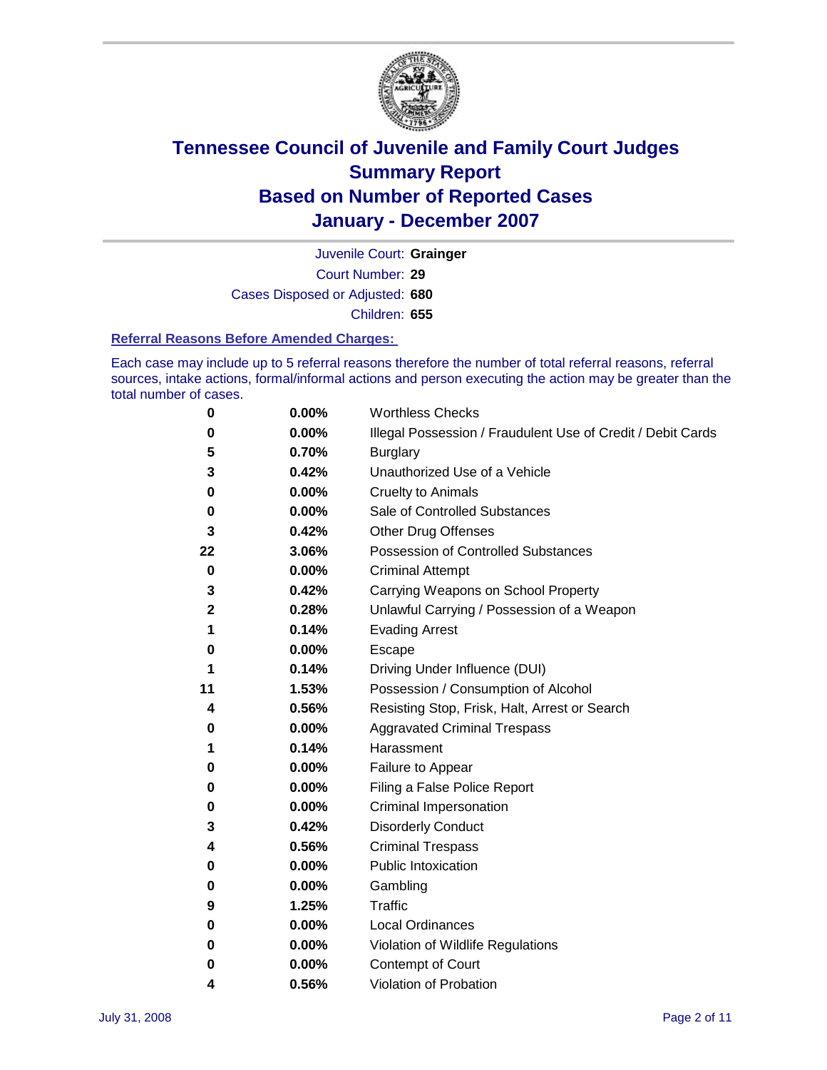# Tennessee Council of Juvenile and Family Court Judges
## Summary Report
## Based on Number of Reported Cases
## January - December 2007

Juvenile Court: **Grainger**

Court Number: **29**

Cases Disposed or Adjusted: **680**

Children: **655**

### Referral Reasons Before Amended Charges:

Each case may include up to 5 referral reasons therefore the number of total referral reasons, referral sources, intake actions, formal/informal actions and person executing the action may be greater than the total number of cases.

| Count | Percent | Referral Reason |
|---|---|---|
| 0 | 0.00% | Worthless Checks |
| 0 | 0.00% | Illegal Possession / Fraudulent Use of Credit / Debit Cards |
| 5 | 0.70% | Burglary |
| 3 | 0.42% | Unauthorized Use of a Vehicle |
| 0 | 0.00% | Cruelty to Animals |
| 0 | 0.00% | Sale of Controlled Substances |
| 3 | 0.42% | Other Drug Offenses |
| 22 | 3.06% | Possession of Controlled Substances |
| 0 | 0.00% | Criminal Attempt |
| 3 | 0.42% | Carrying Weapons on School Property |
| 2 | 0.28% | Unlawful Carrying / Possession of a Weapon |
| 1 | 0.14% | Evading Arrest |
| 0 | 0.00% | Escape |
| 1 | 0.14% | Driving Under Influence (DUI) |
| 11 | 1.53% | Possession / Consumption of Alcohol |
| 4 | 0.56% | Resisting Stop, Frisk, Halt, Arrest or Search |
| 0 | 0.00% | Aggravated Criminal Trespass |
| 1 | 0.14% | Harassment |
| 0 | 0.00% | Failure to Appear |
| 0 | 0.00% | Filing a False Police Report |
| 0 | 0.00% | Criminal Impersonation |
| 3 | 0.42% | Disorderly Conduct |
| 4 | 0.56% | Criminal Trespass |
| 0 | 0.00% | Public Intoxication |
| 0 | 0.00% | Gambling |
| 9 | 1.25% | Traffic |
| 0 | 0.00% | Local Ordinances |
| 0 | 0.00% | Violation of Wildlife Regulations |
| 0 | 0.00% | Contempt of Court |
| 4 | 0.56% | Violation of Probation |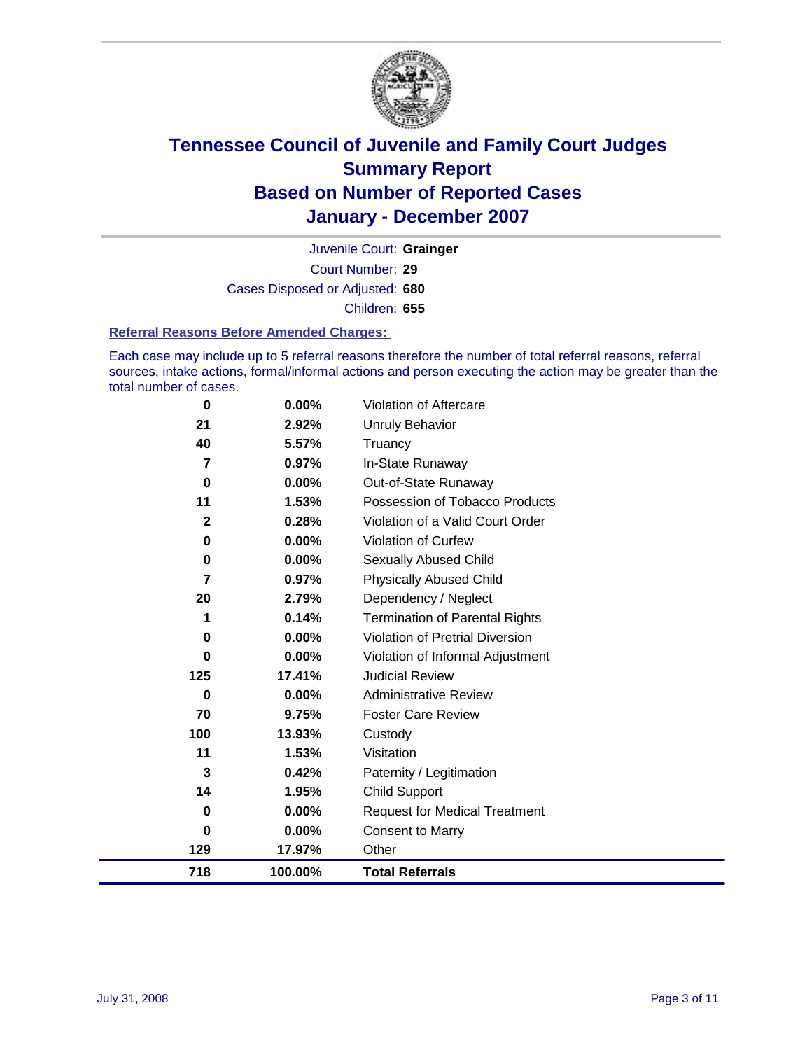# Tennessee Council of Juvenile and Family Court Judges
## Summary Report
## Based on Number of Reported Cases
## January - December 2007

Juvenile Court: **Grainger**

Court Number: **29**

Cases Disposed or Adjusted: **680**

Children: **655**

### Referral Reasons Before Amended Charges:

Each case may include up to 5 referral reasons therefore the number of total referral reasons, referral sources, intake actions, formal/informal actions and person executing the action may be greater than the total number of cases.

| Count | Percent | Referral Reason |
|---|---|---|
| 0 | 0.00% | Violation of Aftercare |
| 21 | 2.92% | Unruly Behavior |
| 40 | 5.57% | Truancy |
| 7 | 0.97% | In-State Runaway |
| 0 | 0.00% | Out-of-State Runaway |
| 11 | 1.53% | Possession of Tobacco Products |
| 2 | 0.28% | Violation of a Valid Court Order |
| 0 | 0.00% | Violation of Curfew |
| 0 | 0.00% | Sexually Abused Child |
| 7 | 0.97% | Physically Abused Child |
| 20 | 2.79% | Dependency / Neglect |
| 1 | 0.14% | Termination of Parental Rights |
| 0 | 0.00% | Violation of Pretrial Diversion |
| 0 | 0.00% | Violation of Informal Adjustment |
| 125 | 17.41% | Judicial Review |
| 0 | 0.00% | Administrative Review |
| 70 | 9.75% | Foster Care Review |
| 100 | 13.93% | Custody |
| 11 | 1.53% | Visitation |
| 3 | 0.42% | Paternity / Legitimation |
| 14 | 1.95% | Child Support |
| 0 | 0.00% | Request for Medical Treatment |
| 0 | 0.00% | Consent to Marry |
| 129 | 17.97% | Other |
| **718** | **100.00%** | **Total Referrals** |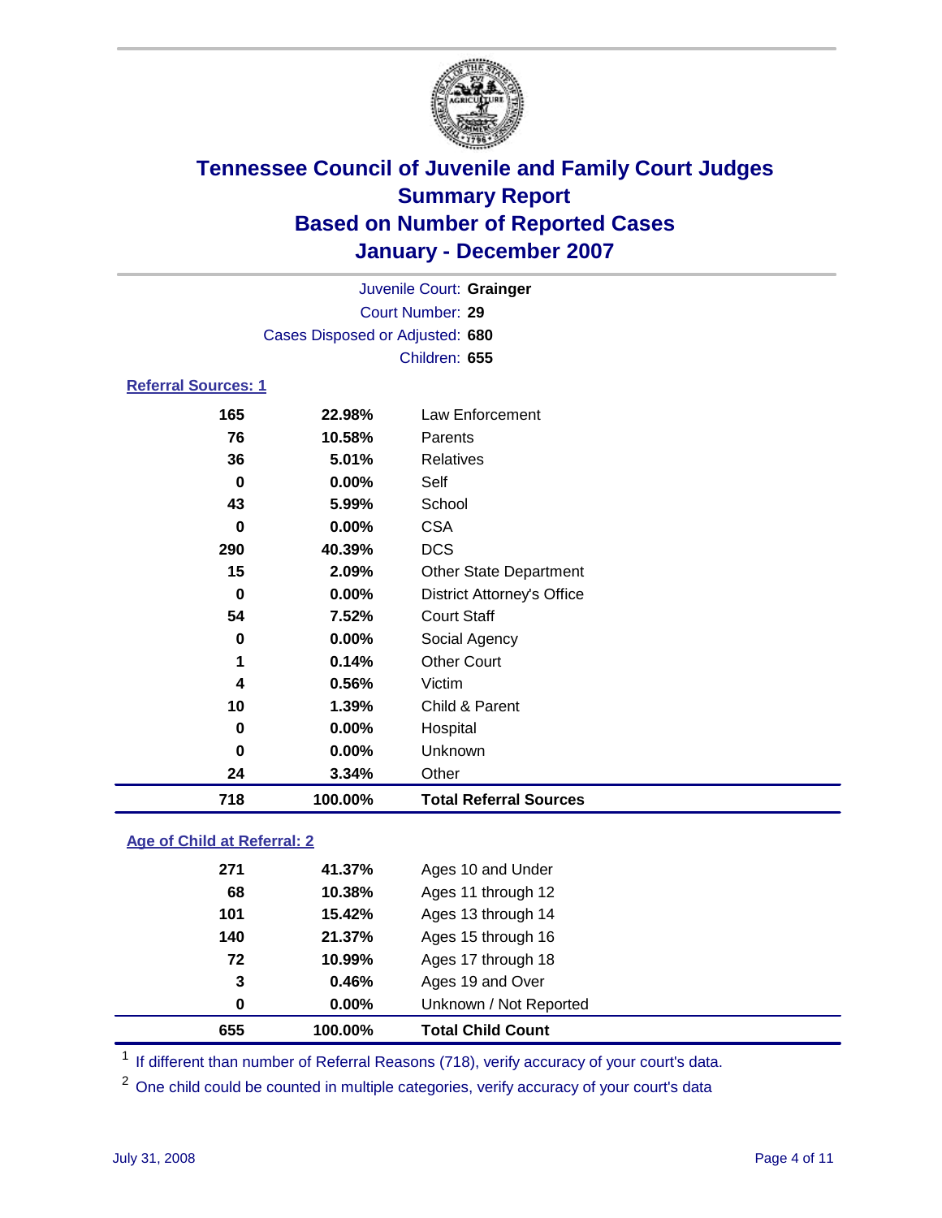# Tennessee Council of Juvenile and Family Court Judges
## Summary Report
## Based on Number of Reported Cases
## January - December 2007

Juvenile Court: **Grainger**
Court Number: **29**
Cases Disposed or Adjusted: **680**
Children: **655**

### Referral Sources: 1

| Count | Percent | Source |
|---|---|---|
| 165 | 22.98% | Law Enforcement |
| 76 | 10.58% | Parents |
| 36 | 5.01% | Relatives |
| 0 | 0.00% | Self |
| 43 | 5.99% | School |
| 0 | 0.00% | CSA |
| 290 | 40.39% | DCS |
| 15 | 2.09% | Other State Department |
| 0 | 0.00% | District Attorney's Office |
| 54 | 7.52% | Court Staff |
| 0 | 0.00% | Social Agency |
| 1 | 0.14% | Other Court |
| 4 | 0.56% | Victim |
| 10 | 1.39% | Child & Parent |
| 0 | 0.00% | Hospital |
| 0 | 0.00% | Unknown |
| 24 | 3.34% | Other |
| **718** | **100.00%** | **Total Referral Sources** |

### Age of Child at Referral: 2

| Count | Percent | Age |
|---|---|---|
| 271 | 41.37% | Ages 10 and Under |
| 68 | 10.38% | Ages 11 through 12 |
| 101 | 15.42% | Ages 13 through 14 |
| 140 | 21.37% | Ages 15 through 16 |
| 72 | 10.99% | Ages 17 through 18 |
| 3 | 0.46% | Ages 19 and Over |
| 0 | 0.00% | Unknown / Not Reported |
| **655** | **100.00%** | **Total Child Count** |

[1] If different than number of Referral Reasons (718), verify accuracy of your court's data.

[2] One child could be counted in multiple categories, verify accuracy of your court's data

July 31, 2008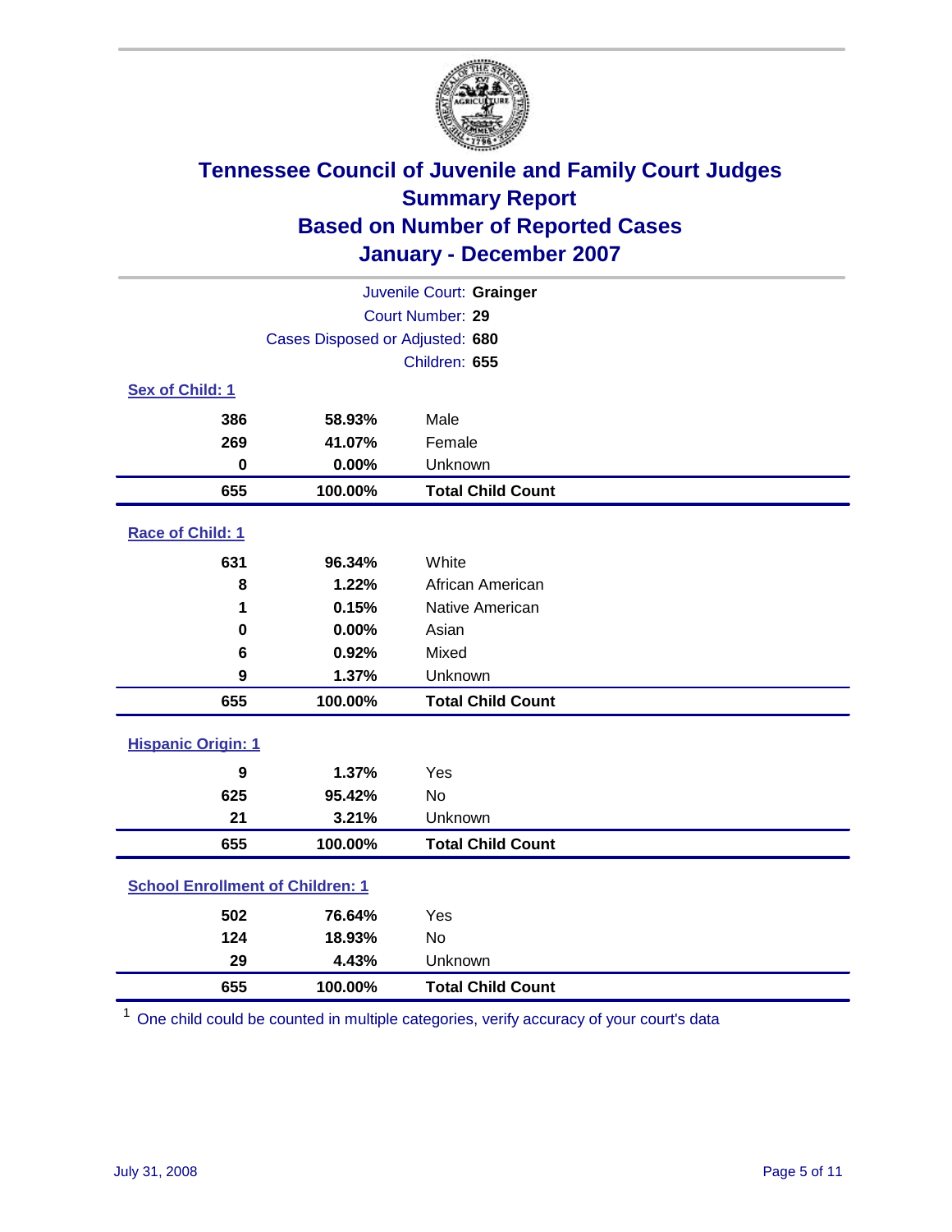# Tennessee Council of Juvenile and Family Court Judges
## Summary Report
## Based on Number of Reported Cases
## January - December 2007

Juvenile Court: **Grainger**

Court Number: **29**

Cases Disposed or Adjusted: **680**

Children: **655**

### Sex of Child: 1

| | | |
|---|---|---|
| 386 | 58.93% | Male |
| 269 | 41.07% | Female |
| 0 | 0.00% | Unknown |
| **655** | **100.00%** | **Total Child Count** |

### Race of Child: 1

| | | |
|---|---|---|
| 631 | 96.34% | White |
| 8 | 1.22% | African American |
| 1 | 0.15% | Native American |
| 0 | 0.00% | Asian |
| 6 | 0.92% | Mixed |
| 9 | 1.37% | Unknown |
| **655** | **100.00%** | **Total Child Count** |

### Hispanic Origin: 1

| | | |
|---|---|---|
| 9 | 1.37% | Yes |
| 625 | 95.42% | No |
| 21 | 3.21% | Unknown |
| **655** | **100.00%** | **Total Child Count** |

### School Enrollment of Children: 1

| | | |
|---|---|---|
| 502 | 76.64% | Yes |
| 124 | 18.93% | No |
| 29 | 4.43% | Unknown |
| **655** | **100.00%** | **Total Child Count** |

[1] One child could be counted in multiple categories, verify accuracy of your court's data

July 31, 2008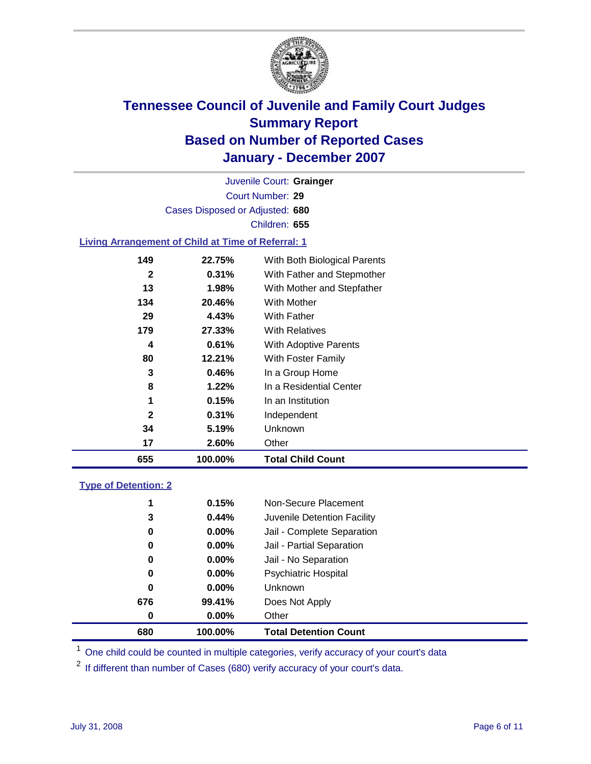# Tennessee Council of Juvenile and Family Court Judges
## Summary Report
## Based on Number of Reported Cases
## January - December 2007

Juvenile Court: **Grainger**

Court Number: **29**

Cases Disposed or Adjusted: **680**

Children: **655**

### Living Arrangement of Child at Time of Referral: 1

| Count | Percent | Living Arrangement |
|---|---|---|
| 149 | 22.75% | With Both Biological Parents |
| 2 | 0.31% | With Father and Stepmother |
| 13 | 1.98% | With Mother and Stepfather |
| 134 | 20.46% | With Mother |
| 29 | 4.43% | With Father |
| 179 | 27.33% | With Relatives |
| 4 | 0.61% | With Adoptive Parents |
| 80 | 12.21% | With Foster Family |
| 3 | 0.46% | In a Group Home |
| 8 | 1.22% | In a Residential Center |
| 1 | 0.15% | In an Institution |
| 2 | 0.31% | Independent |
| 34 | 5.19% | Unknown |
| 17 | 2.60% | Other |
| **655** | **100.00%** | **Total Child Count** |

### Type of Detention: 2

| Count | Percent | Type of Detention |
|---|---|---|
| 1 | 0.15% | Non-Secure Placement |
| 3 | 0.44% | Juvenile Detention Facility |
| 0 | 0.00% | Jail - Complete Separation |
| 0 | 0.00% | Jail - Partial Separation |
| 0 | 0.00% | Jail - No Separation |
| 0 | 0.00% | Psychiatric Hospital |
| 0 | 0.00% | Unknown |
| 676 | 99.41% | Does Not Apply |
| 0 | 0.00% | Other |
| **680** | **100.00%** | **Total Detention Count** |

[1] One child could be counted in multiple categories, verify accuracy of your court's data

[2] If different than number of Cases (680) verify accuracy of your court's data.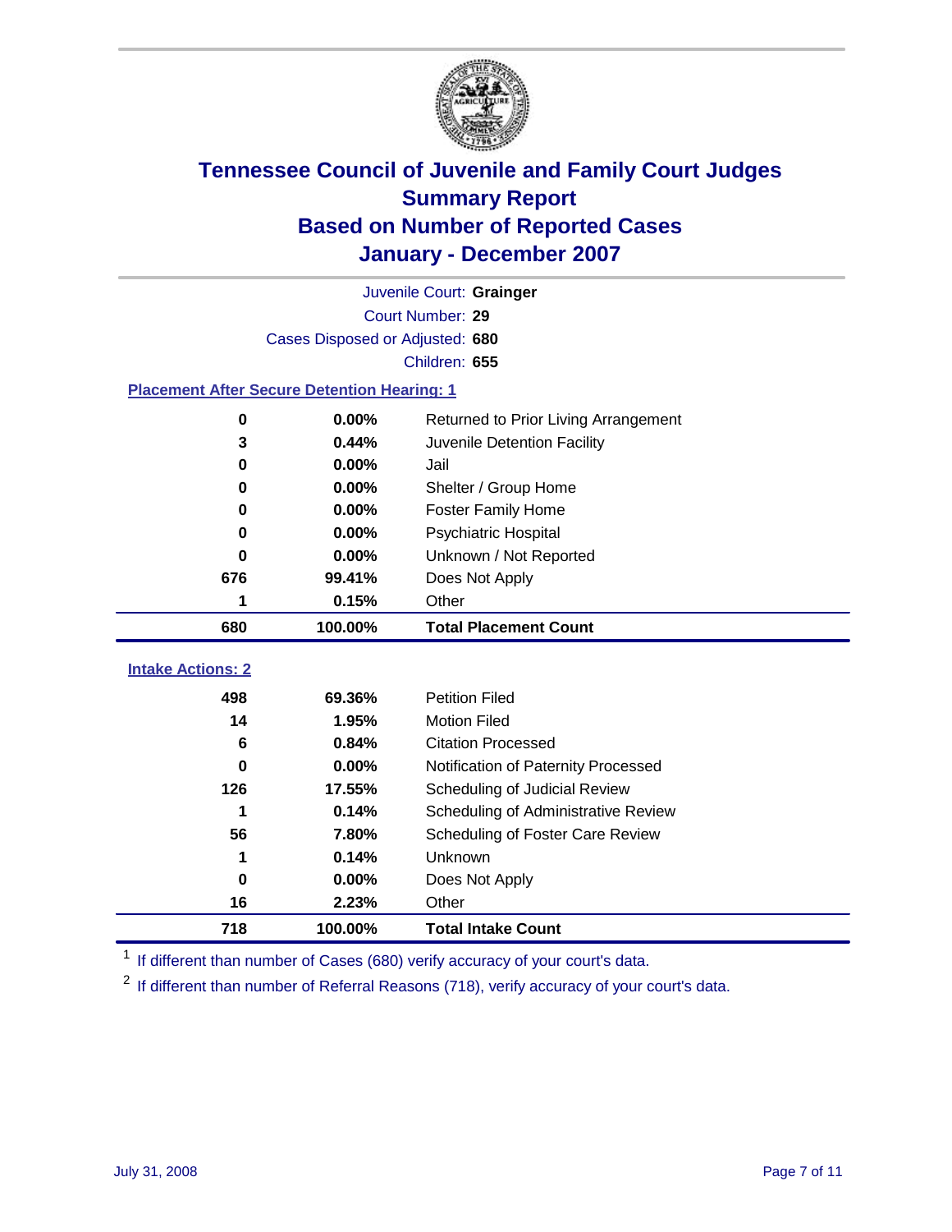# Tennessee Council of Juvenile and Family Court Judges
## Summary Report
## Based on Number of Reported Cases
## January - December 2007

Juvenile Court: **Grainger**
Court Number: **29**
Cases Disposed or Adjusted: **680**
Children: **655**

### Placement After Secure Detention Hearing: 1

| | | |
|---|---|---|
| 0 | 0.00% | Returned to Prior Living Arrangement |
| 3 | 0.44% | Juvenile Detention Facility |
| 0 | 0.00% | Jail |
| 0 | 0.00% | Shelter / Group Home |
| 0 | 0.00% | Foster Family Home |
| 0 | 0.00% | Psychiatric Hospital |
| 0 | 0.00% | Unknown / Not Reported |
| 676 | 99.41% | Does Not Apply |
| 1 | 0.15% | Other |
| **680** | **100.00%** | **Total Placement Count** |

### Intake Actions: 2

| | | |
|---|---|---|
| 498 | 69.36% | Petition Filed |
| 14 | 1.95% | Motion Filed |
| 6 | 0.84% | Citation Processed |
| 0 | 0.00% | Notification of Paternity Processed |
| 126 | 17.55% | Scheduling of Judicial Review |
| 1 | 0.14% | Scheduling of Administrative Review |
| 56 | 7.80% | Scheduling of Foster Care Review |
| 1 | 0.14% | Unknown |
| 0 | 0.00% | Does Not Apply |
| 16 | 2.23% | Other |
| **718** | **100.00%** | **Total Intake Count** |

[1] If different than number of Cases (680) verify accuracy of your court's data.

[2] If different than number of Referral Reasons (718), verify accuracy of your court's data.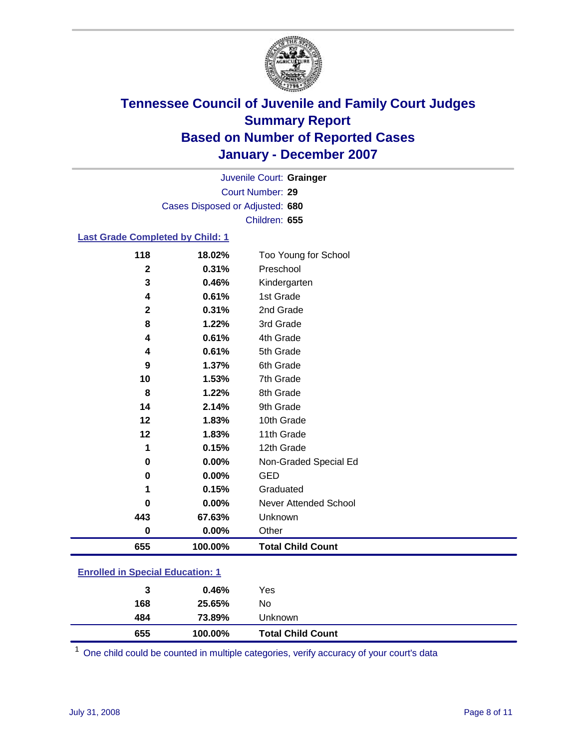# Tennessee Council of Juvenile and Family Court Judges
## Summary Report
## Based on Number of Reported Cases
## January - December 2007

Juvenile Court: **Grainger**
Court Number: **29**
Cases Disposed or Adjusted: **680**
Children: **655**

### Last Grade Completed by Child: 1

| | | |
|---|---|---|
| 118 | 18.02% | Too Young for School |
| 2 | 0.31% | Preschool |
| 3 | 0.46% | Kindergarten |
| 4 | 0.61% | 1st Grade |
| 2 | 0.31% | 2nd Grade |
| 8 | 1.22% | 3rd Grade |
| 4 | 0.61% | 4th Grade |
| 4 | 0.61% | 5th Grade |
| 9 | 1.37% | 6th Grade |
| 10 | 1.53% | 7th Grade |
| 8 | 1.22% | 8th Grade |
| 14 | 2.14% | 9th Grade |
| 12 | 1.83% | 10th Grade |
| 12 | 1.83% | 11th Grade |
| 1 | 0.15% | 12th Grade |
| 0 | 0.00% | Non-Graded Special Ed |
| 0 | 0.00% | GED |
| 1 | 0.15% | Graduated |
| 0 | 0.00% | Never Attended School |
| 443 | 67.63% | Unknown |
| 0 | 0.00% | Other |
| **655** | **100.00%** | **Total Child Count** |

### Enrolled in Special Education: 1

| | | |
|---|---|---|
| 3 | 0.46% | Yes |
| 168 | 25.65% | No |
| 484 | 73.89% | Unknown |
| **655** | **100.00%** | **Total Child Count** |

[1] One child could be counted in multiple categories, verify accuracy of your court's data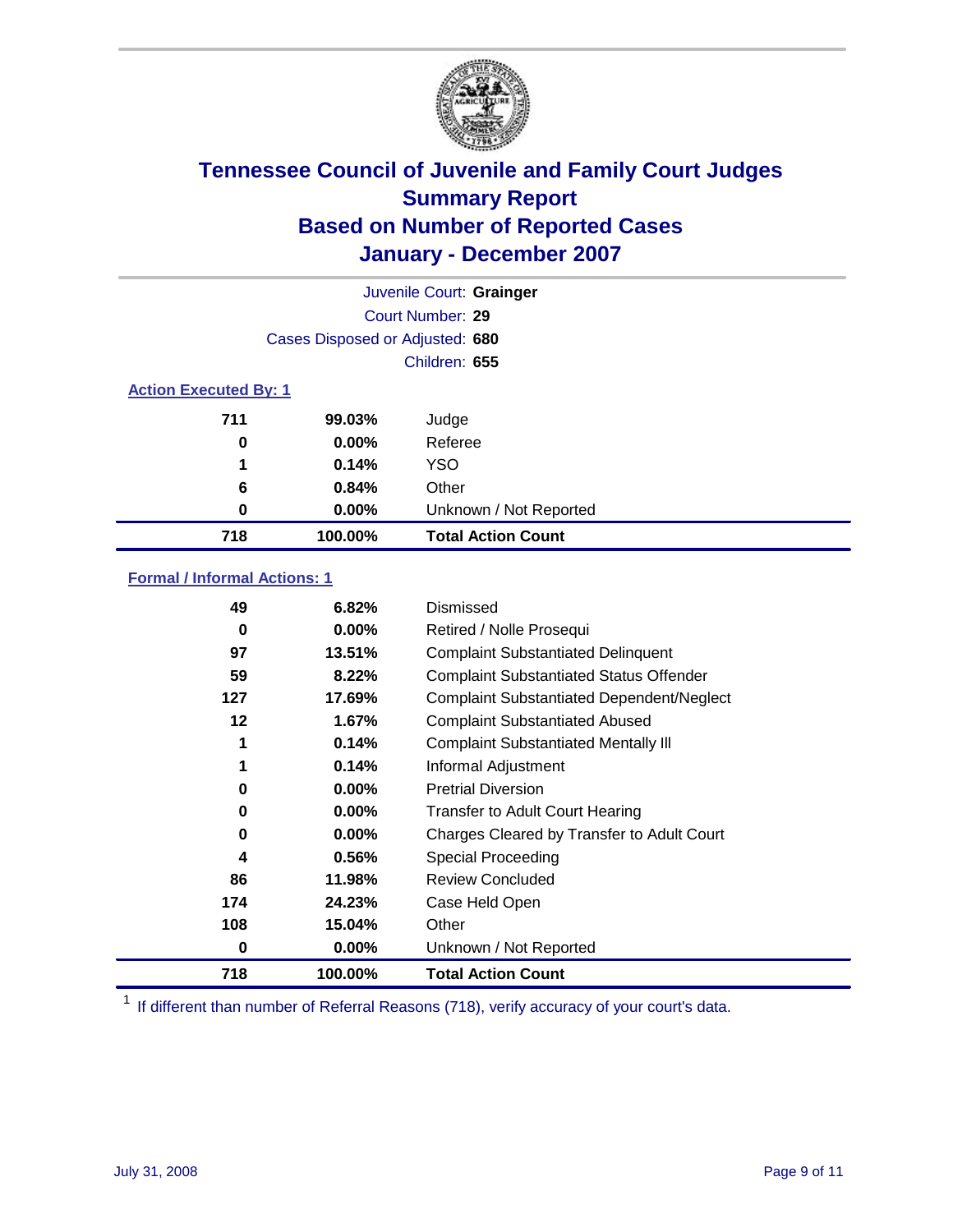# Tennessee Council of Juvenile and Family Court Judges
## Summary Report
## Based on Number of Reported Cases
## January - December 2007

Juvenile Court: **Grainger**

Court Number: **29**

Cases Disposed or Adjusted: **680**

Children: **655**

### Action Executed By: 1

| | | |
|---|---|---|
| 711 | 99.03% | Judge |
| 0 | 0.00% | Referee |
| 1 | 0.14% | YSO |
| 6 | 0.84% | Other |
| 0 | 0.00% | Unknown / Not Reported |
| **718** | **100.00%** | **Total Action Count** |

### Formal / Informal Actions: 1

| | | |
|---|---|---|
| 49 | 6.82% | Dismissed |
| 0 | 0.00% | Retired / Nolle Prosequi |
| 97 | 13.51% | Complaint Substantiated Delinquent |
| 59 | 8.22% | Complaint Substantiated Status Offender |
| 127 | 17.69% | Complaint Substantiated Dependent/Neglect |
| 12 | 1.67% | Complaint Substantiated Abused |
| 1 | 0.14% | Complaint Substantiated Mentally Ill |
| 1 | 0.14% | Informal Adjustment |
| 0 | 0.00% | Pretrial Diversion |
| 0 | 0.00% | Transfer to Adult Court Hearing |
| 0 | 0.00% | Charges Cleared by Transfer to Adult Court |
| 4 | 0.56% | Special Proceeding |
| 86 | 11.98% | Review Concluded |
| 174 | 24.23% | Case Held Open |
| 108 | 15.04% | Other |
| 0 | 0.00% | Unknown / Not Reported |
| **718** | **100.00%** | **Total Action Count** |

[1] If different than number of Referral Reasons (718), verify accuracy of your court's data.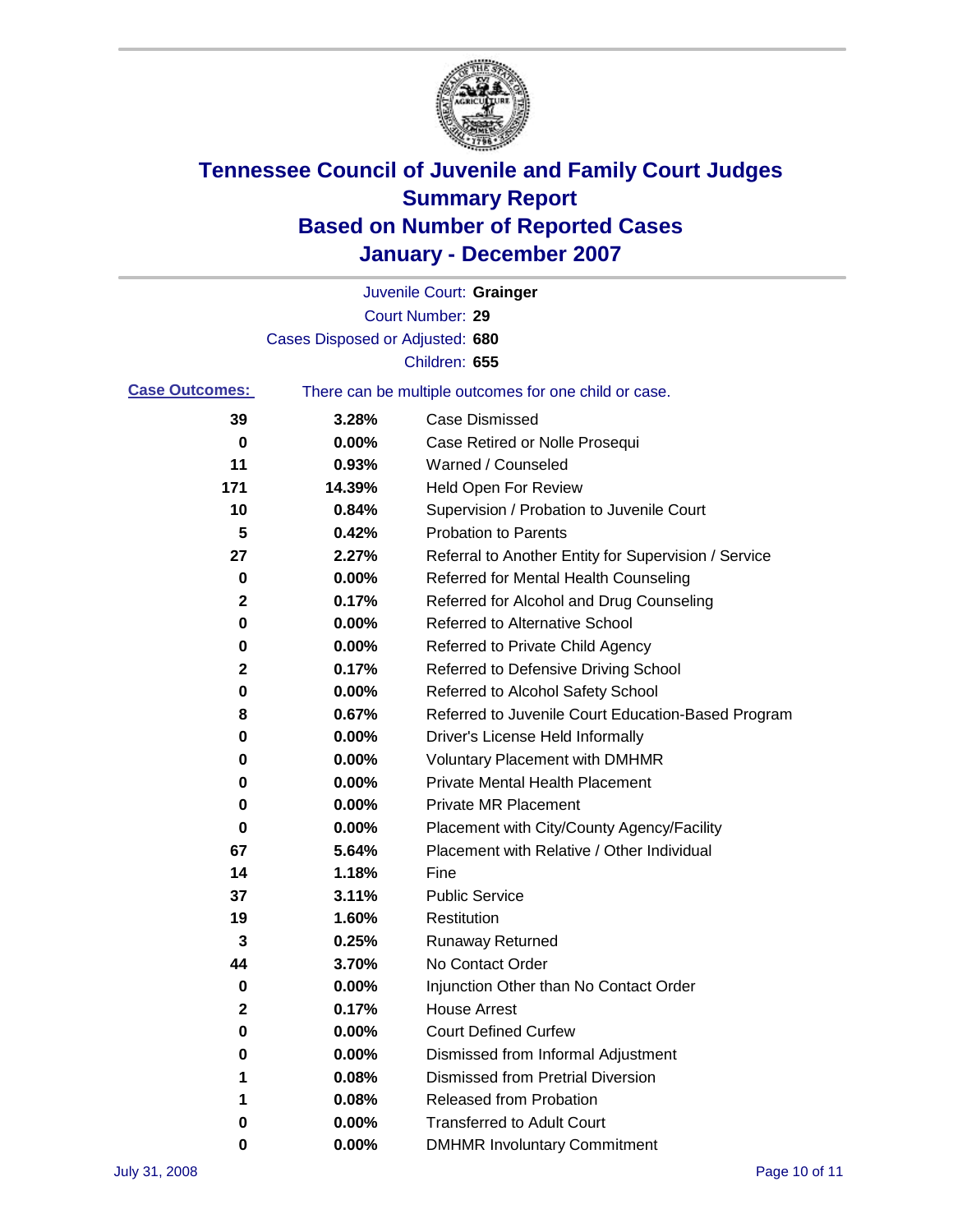# Tennessee Council of Juvenile and Family Court Judges
## Summary Report
## Based on Number of Reported Cases
## January - December 2007

Juvenile Court: **Grainger**

Court Number: **29**

Cases Disposed or Adjusted: **680**

Children: **655**

**Case Outcomes:** There can be multiple outcomes for one child or case.

| Count | Percent | Outcome |
|---|---|---|
| 39 | 3.28% | Case Dismissed |
| 0 | 0.00% | Case Retired or Nolle Prosequi |
| 11 | 0.93% | Warned / Counseled |
| 171 | 14.39% | Held Open For Review |
| 10 | 0.84% | Supervision / Probation to Juvenile Court |
| 5 | 0.42% | Probation to Parents |
| 27 | 2.27% | Referral to Another Entity for Supervision / Service |
| 0 | 0.00% | Referred for Mental Health Counseling |
| 2 | 0.17% | Referred for Alcohol and Drug Counseling |
| 0 | 0.00% | Referred to Alternative School |
| 0 | 0.00% | Referred to Private Child Agency |
| 2 | 0.17% | Referred to Defensive Driving School |
| 0 | 0.00% | Referred to Alcohol Safety School |
| 8 | 0.67% | Referred to Juvenile Court Education-Based Program |
| 0 | 0.00% | Driver's License Held Informally |
| 0 | 0.00% | Voluntary Placement with DMHMR |
| 0 | 0.00% | Private Mental Health Placement |
| 0 | 0.00% | Private MR Placement |
| 0 | 0.00% | Placement with City/County Agency/Facility |
| 67 | 5.64% | Placement with Relative / Other Individual |
| 14 | 1.18% | Fine |
| 37 | 3.11% | Public Service |
| 19 | 1.60% | Restitution |
| 3 | 0.25% | Runaway Returned |
| 44 | 3.70% | No Contact Order |
| 0 | 0.00% | Injunction Other than No Contact Order |
| 2 | 0.17% | House Arrest |
| 0 | 0.00% | Court Defined Curfew |
| 0 | 0.00% | Dismissed from Informal Adjustment |
| 1 | 0.08% | Dismissed from Pretrial Diversion |
| 1 | 0.08% | Released from Probation |
| 0 | 0.00% | Transferred to Adult Court |
| 0 | 0.00% | DMHMR Involuntary Commitment |

July 31, 2008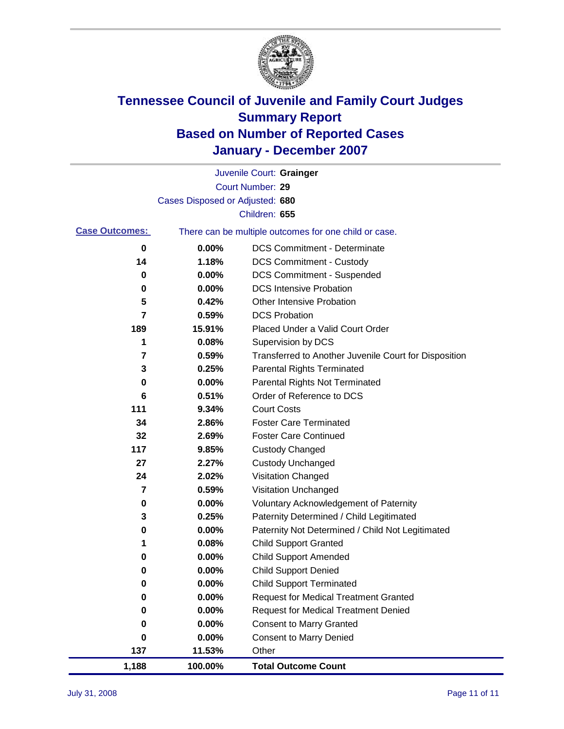# Tennessee Council of Juvenile and Family Court Judges
# Summary Report
# Based on Number of Reported Cases
# January - December 2007

Juvenile Court: **Grainger**

Court Number: **29**

Cases Disposed or Adjusted: **680**

Children: **655**

**Case Outcomes:** There can be multiple outcomes for one child or case.

| | | |
|---|---|---|
| 0 | 0.00% | DCS Commitment - Determinate |
| 14 | 1.18% | DCS Commitment - Custody |
| 0 | 0.00% | DCS Commitment - Suspended |
| 0 | 0.00% | DCS Intensive Probation |
| 5 | 0.42% | Other Intensive Probation |
| 7 | 0.59% | DCS Probation |
| 189 | 15.91% | Placed Under a Valid Court Order |
| 1 | 0.08% | Supervision by DCS |
| 7 | 0.59% | Transferred to Another Juvenile Court for Disposition |
| 3 | 0.25% | Parental Rights Terminated |
| 0 | 0.00% | Parental Rights Not Terminated |
| 6 | 0.51% | Order of Reference to DCS |
| 111 | 9.34% | Court Costs |
| 34 | 2.86% | Foster Care Terminated |
| 32 | 2.69% | Foster Care Continued |
| 117 | 9.85% | Custody Changed |
| 27 | 2.27% | Custody Unchanged |
| 24 | 2.02% | Visitation Changed |
| 7 | 0.59% | Visitation Unchanged |
| 0 | 0.00% | Voluntary Acknowledgement of Paternity |
| 3 | 0.25% | Paternity Determined / Child Legitimated |
| 0 | 0.00% | Paternity Not Determined / Child Not Legitimated |
| 1 | 0.08% | Child Support Granted |
| 0 | 0.00% | Child Support Amended |
| 0 | 0.00% | Child Support Denied |
| 0 | 0.00% | Child Support Terminated |
| 0 | 0.00% | Request for Medical Treatment Granted |
| 0 | 0.00% | Request for Medical Treatment Denied |
| 0 | 0.00% | Consent to Marry Granted |
| 0 | 0.00% | Consent to Marry Denied |
| 137 | 11.53% | Other |
| **1,188** | **100.00%** | **Total Outcome Count** |

July 31, 2008